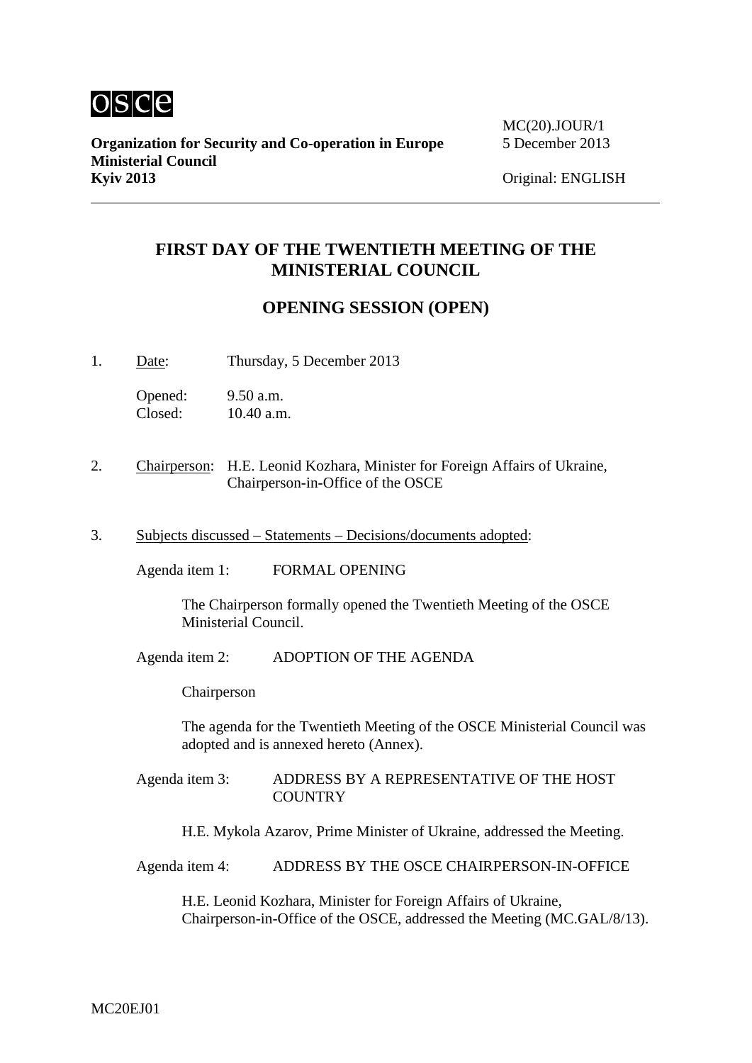osce

**Organization for Security and Co-operation in Europe**
**Ministerial Council**
**Kyiv 2013**

MC(20).JOUR/1
5 December 2013

Original: ENGLISH

## FIRST DAY OF THE TWENTIETH MEETING OF THE MINISTERIAL COUNCIL

## OPENING SESSION (OPEN)

1. Date: Thursday, 5 December 2013

   Opened: 9.50 a.m.
   Closed: 10.40 a.m.

2. Chairperson: H.E. Leonid Kozhara, Minister for Foreign Affairs of Ukraine, Chairperson-in-Office of the OSCE

3. Subjects discussed – Statements – Decisions/documents adopted:

   Agenda item 1: FORMAL OPENING

   The Chairperson formally opened the Twentieth Meeting of the OSCE Ministerial Council.

   Agenda item 2: ADOPTION OF THE AGENDA

   Chairperson

   The agenda for the Twentieth Meeting of the OSCE Ministerial Council was adopted and is annexed hereto (Annex).

   Agenda item 3: ADDRESS BY A REPRESENTATIVE OF THE HOST COUNTRY

   H.E. Mykola Azarov, Prime Minister of Ukraine, addressed the Meeting.

   Agenda item 4: ADDRESS BY THE OSCE CHAIRPERSON-IN-OFFICE

   H.E. Leonid Kozhara, Minister for Foreign Affairs of Ukraine, Chairperson-in-Office of the OSCE, addressed the Meeting (MC.GAL/8/13).

MC20EJ01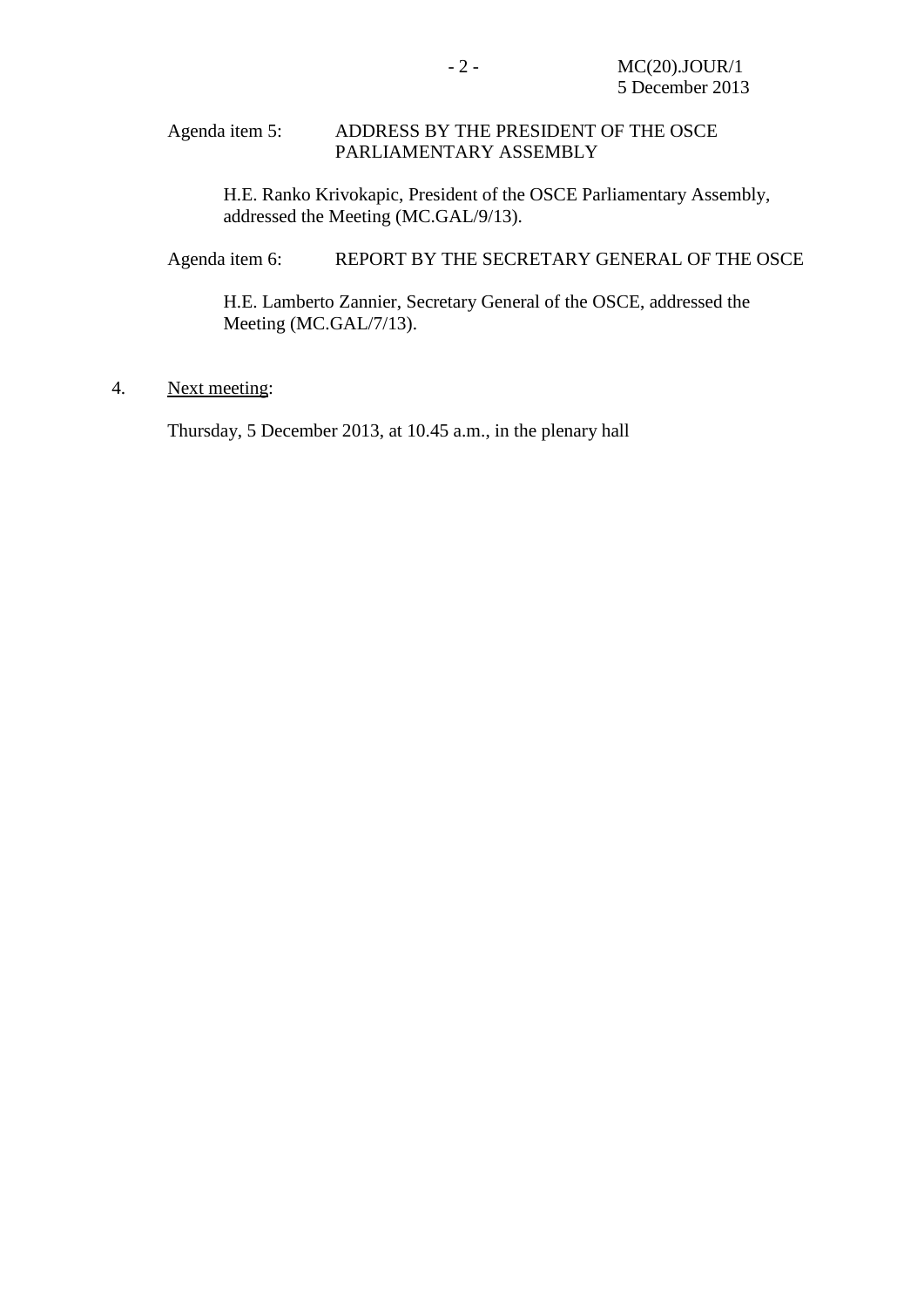Agenda item 5: ADDRESS BY THE PRESIDENT OF THE OSCE PARLIAMENTARY ASSEMBLY

H.E. Ranko Krivokapic, President of the OSCE Parliamentary Assembly, addressed the Meeting (MC.GAL/9/13).

Agenda item 6: REPORT BY THE SECRETARY GENERAL OF THE OSCE

H.E. Lamberto Zannier, Secretary General of the OSCE, addressed the Meeting (MC.GAL/7/13).

4. Next meeting:

Thursday, 5 December 2013, at 10.45 a.m., in the plenary hall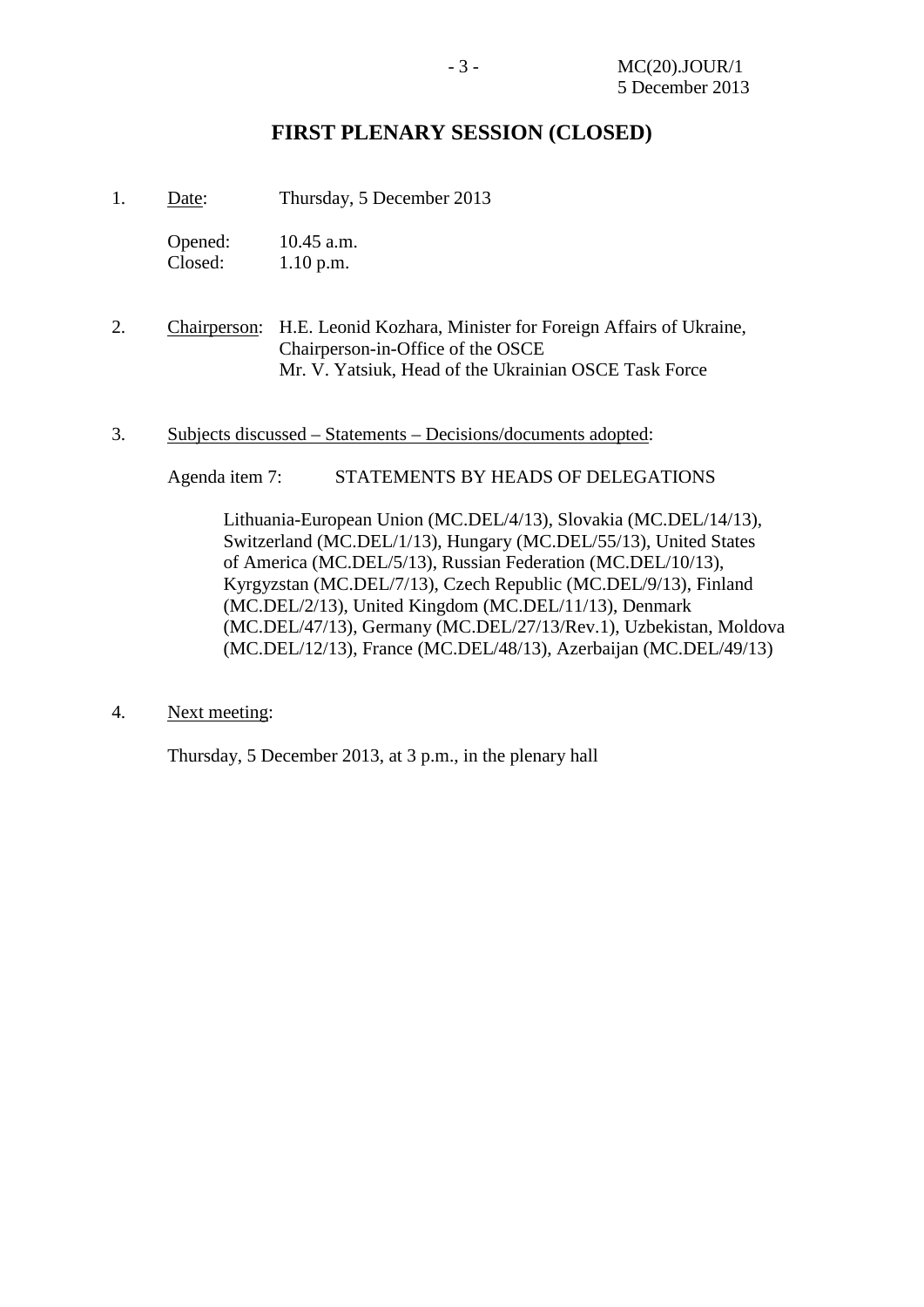# FIRST PLENARY SESSION (CLOSED)

1. Date: Thursday, 5 December 2013

   Opened: 10.45 a.m.
   Closed: 1.10 p.m.

2. Chairperson: H.E. Leonid Kozhara, Minister for Foreign Affairs of Ukraine, Chairperson-in-Office of the OSCE
   Mr. V. Yatsiuk, Head of the Ukrainian OSCE Task Force

3. Subjects discussed – Statements – Decisions/documents adopted:

   Agenda item 7: STATEMENTS BY HEADS OF DELEGATIONS

   Lithuania-European Union (MC.DEL/4/13), Slovakia (MC.DEL/14/13), Switzerland (MC.DEL/1/13), Hungary (MC.DEL/55/13), United States of America (MC.DEL/5/13), Russian Federation (MC.DEL/10/13), Kyrgyzstan (MC.DEL/7/13), Czech Republic (MC.DEL/9/13), Finland (MC.DEL/2/13), United Kingdom (MC.DEL/11/13), Denmark (MC.DEL/47/13), Germany (MC.DEL/27/13/Rev.1), Uzbekistan, Moldova (MC.DEL/12/13), France (MC.DEL/48/13), Azerbaijan (MC.DEL/49/13)

4. Next meeting:

   Thursday, 5 December 2013, at 3 p.m., in the plenary hall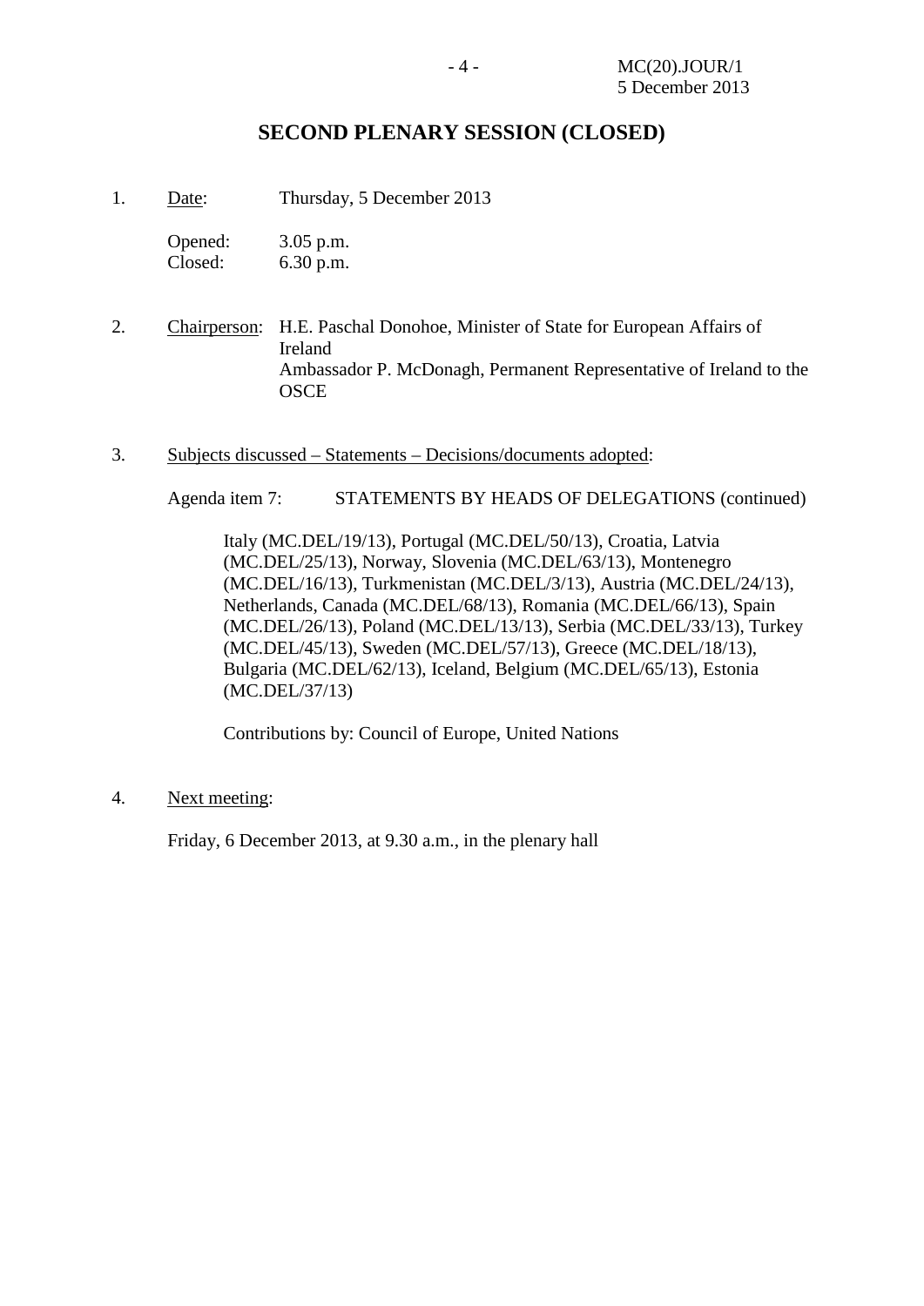## SECOND PLENARY SESSION (CLOSED)

1. Date: Thursday, 5 December 2013

   Opened: 3.05 p.m.
   Closed: 6.30 p.m.

2. Chairperson: H.E. Paschal Donohoe, Minister of State for European Affairs of Ireland
   Ambassador P. McDonagh, Permanent Representative of Ireland to the OSCE

3. Subjects discussed – Statements – Decisions/documents adopted:

   Agenda item 7: STATEMENTS BY HEADS OF DELEGATIONS (continued)

   Italy (MC.DEL/19/13), Portugal (MC.DEL/50/13), Croatia, Latvia (MC.DEL/25/13), Norway, Slovenia (MC.DEL/63/13), Montenegro (MC.DEL/16/13), Turkmenistan (MC.DEL/3/13), Austria (MC.DEL/24/13), Netherlands, Canada (MC.DEL/68/13), Romania (MC.DEL/66/13), Spain (MC.DEL/26/13), Poland (MC.DEL/13/13), Serbia (MC.DEL/33/13), Turkey (MC.DEL/45/13), Sweden (MC.DEL/57/13), Greece (MC.DEL/18/13), Bulgaria (MC.DEL/62/13), Iceland, Belgium (MC.DEL/65/13), Estonia (MC.DEL/37/13)

   Contributions by: Council of Europe, United Nations

4. Next meeting:

   Friday, 6 December 2013, at 9.30 a.m., in the plenary hall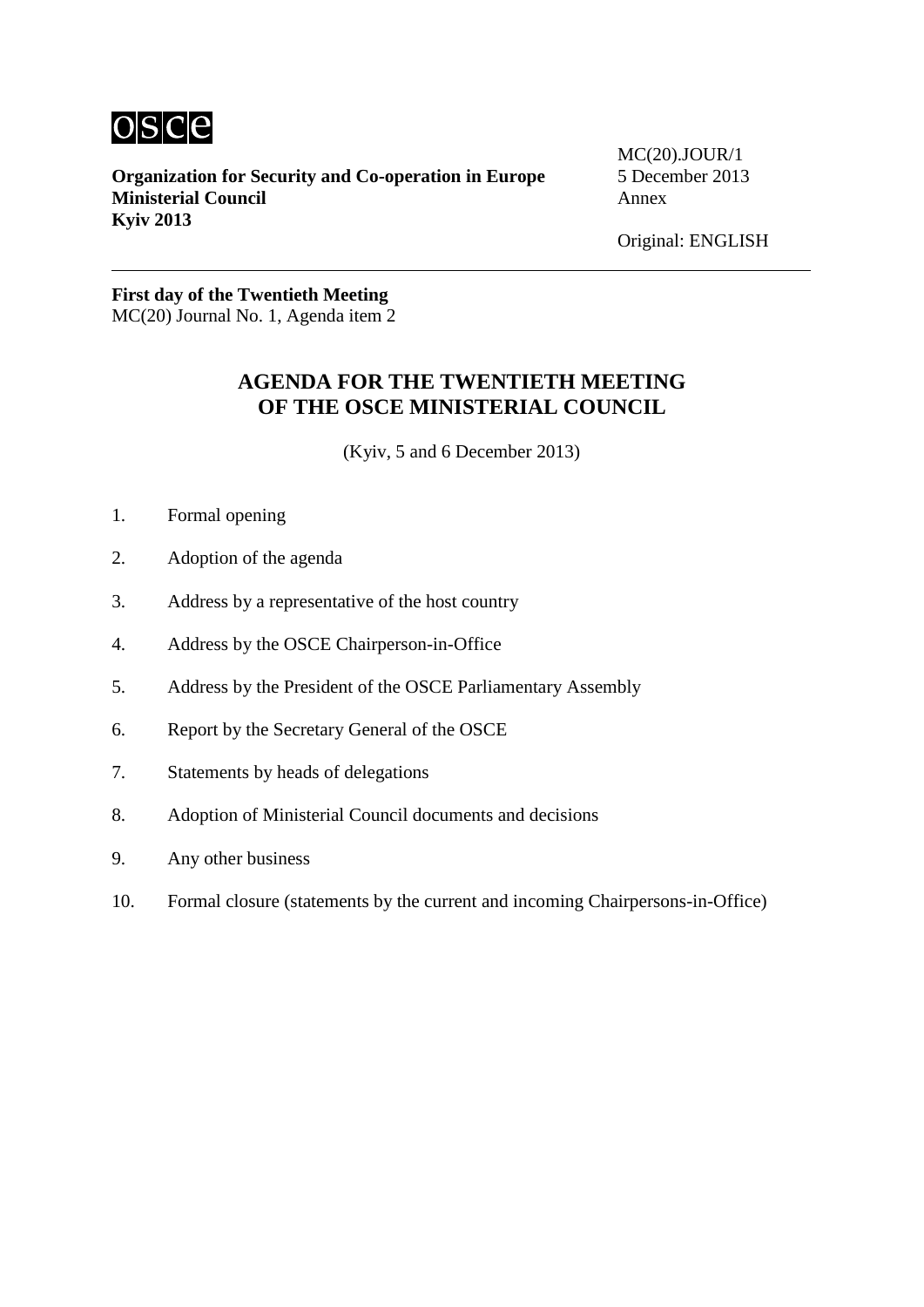osce

**Organization for Security and Co-operation in Europe**
**Ministerial Council**
**Kyiv 2013**

MC(20).JOUR/1
5 December 2013
Annex

Original: ENGLISH

**First day of the Twentieth Meeting**
MC(20) Journal No. 1, Agenda item 2

# AGENDA FOR THE TWENTIETH MEETING OF THE OSCE MINISTERIAL COUNCIL

(Kyiv, 5 and 6 December 2013)

1. Formal opening
2. Adoption of the agenda
3. Address by a representative of the host country
4. Address by the OSCE Chairperson-in-Office
5. Address by the President of the OSCE Parliamentary Assembly
6. Report by the Secretary General of the OSCE
7. Statements by heads of delegations
8. Adoption of Ministerial Council documents and decisions
9. Any other business
10. Formal closure (statements by the current and incoming Chairpersons-in-Office)